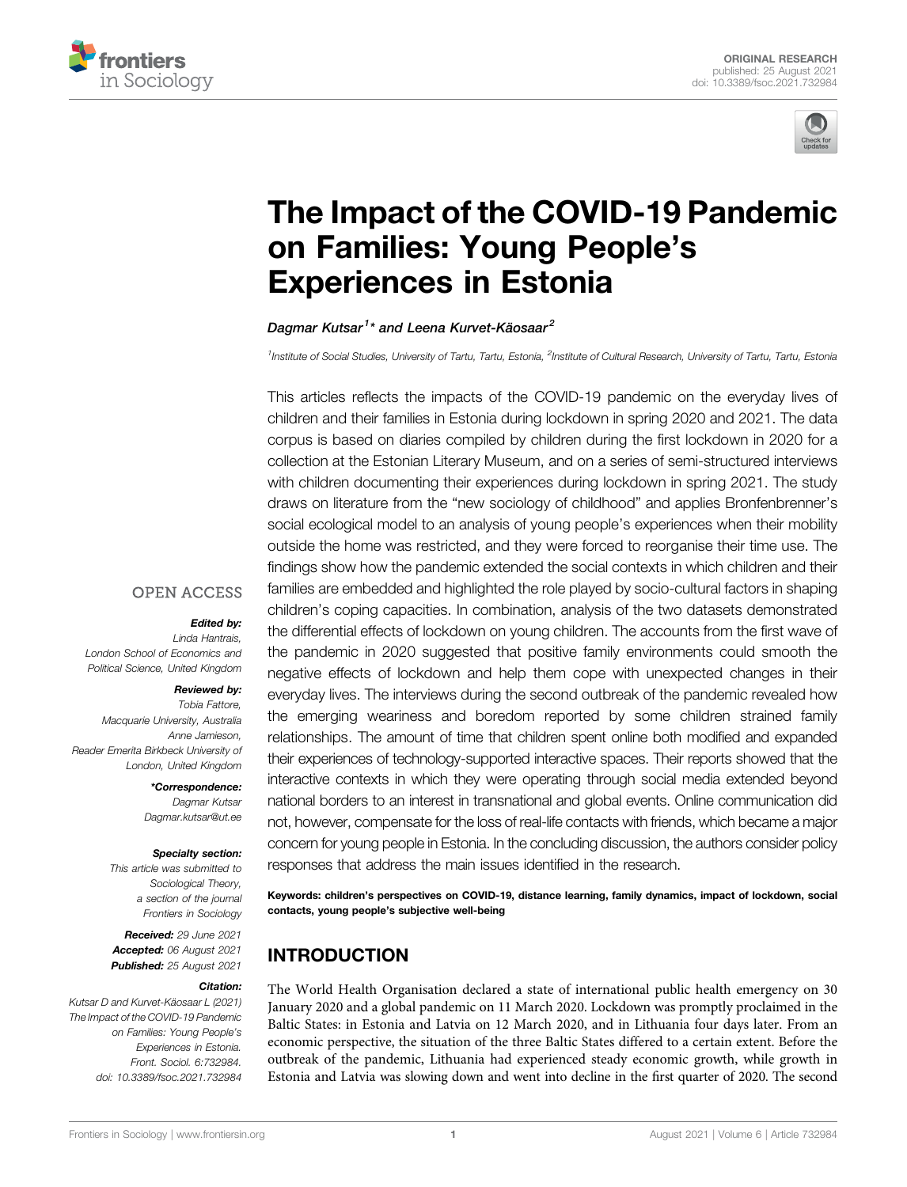ORIGINAL RESEARCH
published: 25 August 2021
doi: 10.3389/fsoc.2021.732984

# The Impact of the COVID-19 Pandemic on Families: Young People's Experiences in Estonia

*Dagmar Kutsar[1]\* and Leena Kurvet-Käosaar[2]*

[1]Institute of Social Studies, University of Tartu, Tartu, Estonia, [2]Institute of Cultural Research, University of Tartu, Tartu, Estonia

This articles reflects the impacts of the COVID-19 pandemic on the everyday lives of children and their families in Estonia during lockdown in spring 2020 and 2021. The data corpus is based on diaries compiled by children during the first lockdown in 2020 for a collection at the Estonian Literary Museum, and on a series of semi-structured interviews with children documenting their experiences during lockdown in spring 2021. The study draws on literature from the "new sociology of childhood" and applies Bronfenbrenner's social ecological model to an analysis of young people's experiences when their mobility outside the home was restricted, and they were forced to reorganise their time use. The findings show how the pandemic extended the social contexts in which children and their families are embedded and highlighted the role played by socio-cultural factors in shaping children's coping capacities. In combination, analysis of the two datasets demonstrated the differential effects of lockdown on young children. The accounts from the first wave of the pandemic in 2020 suggested that positive family environments could smooth the negative effects of lockdown and help them cope with unexpected changes in their everyday lives. The interviews during the second outbreak of the pandemic revealed how the emerging weariness and boredom reported by some children strained family relationships. The amount of time that children spent online both modified and expanded their experiences of technology-supported interactive spaces. Their reports showed that the interactive contexts in which they were operating through social media extended beyond national borders to an interest in transnational and global events. Online communication did not, however, compensate for the loss of real-life contacts with friends, which became a major concern for young people in Estonia. In the concluding discussion, the authors consider policy responses that address the main issues identified in the research.

**Keywords: children's perspectives on COVID-19, distance learning, family dynamics, impact of lockdown, social contacts, young people's subjective well-being**

OPEN ACCESS

***Edited by:***
*Linda Hantrais,*
*London School of Economics and Political Science, United Kingdom*

***Reviewed by:***
*Tobia Fattore,*
*Macquarie University, Australia*
*Anne Jamieson,*
*Reader Emerita Birkbeck University of London, United Kingdom*

***\*Correspondence:***
*Dagmar Kutsar*
*Dagmar.kutsar@ut.ee*

***Specialty section:***
*This article was submitted to Sociological Theory, a section of the journal Frontiers in Sociology*

***Received:*** *29 June 2021*
***Accepted:*** *06 August 2021*
***Published:*** *25 August 2021*

***Citation:***
*Kutsar D and Kurvet-Käosaar L (2021) The Impact of the COVID-19 Pandemic on Families: Young People's Experiences in Estonia. Front. Sociol. 6:732984. doi: 10.3389/fsoc.2021.732984*

## INTRODUCTION

The World Health Organisation declared a state of international public health emergency on 30 January 2020 and a global pandemic on 11 March 2020. Lockdown was promptly proclaimed in the Baltic States: in Estonia and Latvia on 12 March 2020, and in Lithuania four days later. From an economic perspective, the situation of the three Baltic States differed to a certain extent. Before the outbreak of the pandemic, Lithuania had experienced steady economic growth, while growth in Estonia and Latvia was slowing down and went into decline in the first quarter of 2020. The second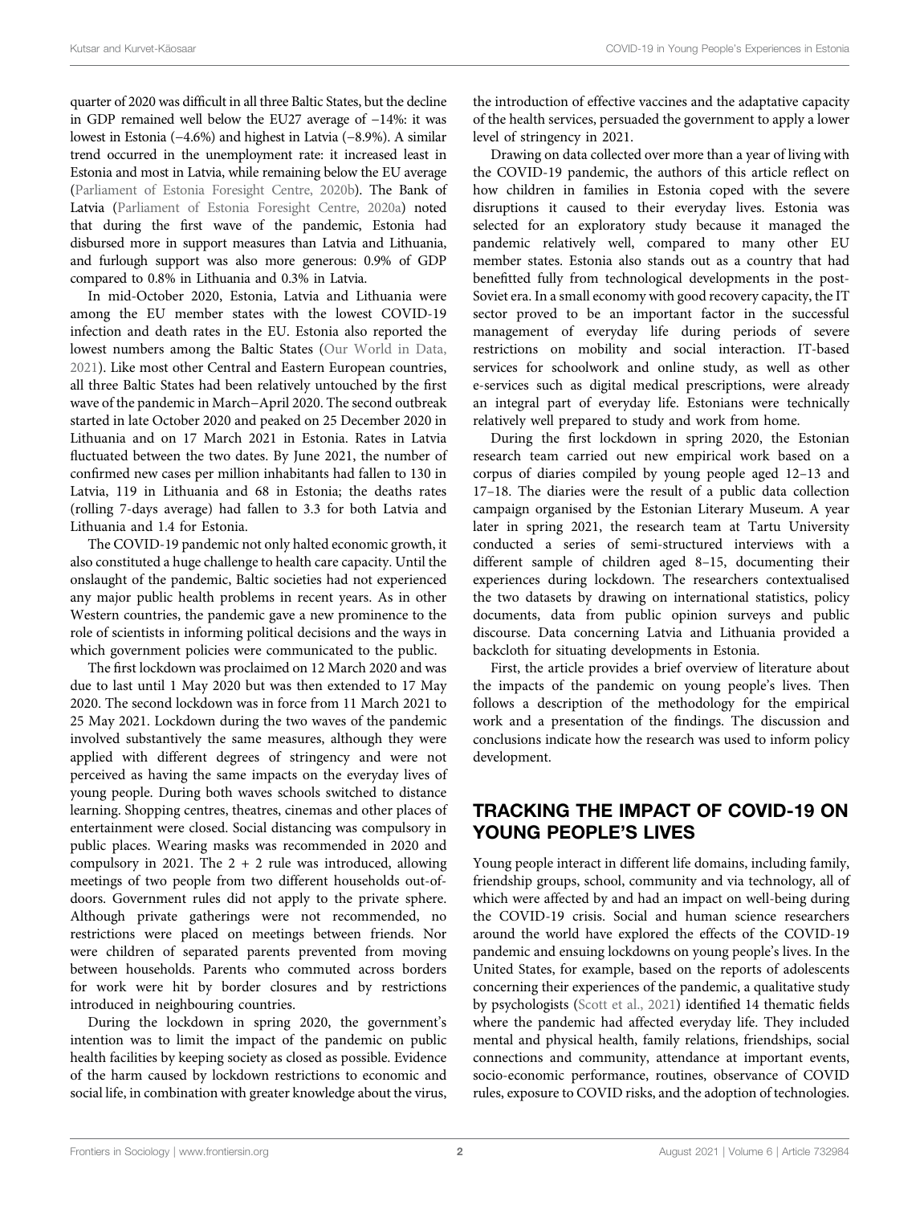quarter of 2020 was difficult in all three Baltic States, but the decline in GDP remained well below the EU27 average of −14%: it was lowest in Estonia (−4.6%) and highest in Latvia (−8.9%). A similar trend occurred in the unemployment rate: it increased least in Estonia and most in Latvia, while remaining below the EU average (Parliament of Estonia Foresight Centre, 2020b). The Bank of Latvia (Parliament of Estonia Foresight Centre, 2020a) noted that during the first wave of the pandemic, Estonia had disbursed more in support measures than Latvia and Lithuania, and furlough support was also more generous: 0.9% of GDP compared to 0.8% in Lithuania and 0.3% in Latvia.

In mid-October 2020, Estonia, Latvia and Lithuania were among the EU member states with the lowest COVID-19 infection and death rates in the EU. Estonia also reported the lowest numbers among the Baltic States (Our World in Data, 2021). Like most other Central and Eastern European countries, all three Baltic States had been relatively untouched by the first wave of the pandemic in March–April 2020. The second outbreak started in late October 2020 and peaked on 25 December 2020 in Lithuania and on 17 March 2021 in Estonia. Rates in Latvia fluctuated between the two dates. By June 2021, the number of confirmed new cases per million inhabitants had fallen to 130 in Latvia, 119 in Lithuania and 68 in Estonia; the deaths rates (rolling 7-days average) had fallen to 3.3 for both Latvia and Lithuania and 1.4 for Estonia.

The COVID-19 pandemic not only halted economic growth, it also constituted a huge challenge to health care capacity. Until the onslaught of the pandemic, Baltic societies had not experienced any major public health problems in recent years. As in other Western countries, the pandemic gave a new prominence to the role of scientists in informing political decisions and the ways in which government policies were communicated to the public.

The first lockdown was proclaimed on 12 March 2020 and was due to last until 1 May 2020 but was then extended to 17 May 2020. The second lockdown was in force from 11 March 2021 to 25 May 2021. Lockdown during the two waves of the pandemic involved substantively the same measures, although they were applied with different degrees of stringency and were not perceived as having the same impacts on the everyday lives of young people. During both waves schools switched to distance learning. Shopping centres, theatres, cinemas and other places of entertainment were closed. Social distancing was compulsory in public places. Wearing masks was recommended in 2020 and compulsory in 2021. The 2 + 2 rule was introduced, allowing meetings of two people from two different households out-of-doors. Government rules did not apply to the private sphere. Although private gatherings were not recommended, no restrictions were placed on meetings between friends. Nor were children of separated parents prevented from moving between households. Parents who commuted across borders for work were hit by border closures and by restrictions introduced in neighbouring countries.

During the lockdown in spring 2020, the government's intention was to limit the impact of the pandemic on public health facilities by keeping society as closed as possible. Evidence of the harm caused by lockdown restrictions to economic and social life, in combination with greater knowledge about the virus, the introduction of effective vaccines and the adaptative capacity of the health services, persuaded the government to apply a lower level of stringency in 2021.

Drawing on data collected over more than a year of living with the COVID-19 pandemic, the authors of this article reflect on how children in families in Estonia coped with the severe disruptions it caused to their everyday lives. Estonia was selected for an exploratory study because it managed the pandemic relatively well, compared to many other EU member states. Estonia also stands out as a country that had benefitted fully from technological developments in the post-Soviet era. In a small economy with good recovery capacity, the IT sector proved to be an important factor in the successful management of everyday life during periods of severe restrictions on mobility and social interaction. IT-based services for schoolwork and online study, as well as other e-services such as digital medical prescriptions, were already an integral part of everyday life. Estonians were technically relatively well prepared to study and work from home.

During the first lockdown in spring 2020, the Estonian research team carried out new empirical work based on a corpus of diaries compiled by young people aged 12–13 and 17–18. The diaries were the result of a public data collection campaign organised by the Estonian Literary Museum. A year later in spring 2021, the research team at Tartu University conducted a series of semi-structured interviews with a different sample of children aged 8–15, documenting their experiences during lockdown. The researchers contextualised the two datasets by drawing on international statistics, policy documents, data from public opinion surveys and public discourse. Data concerning Latvia and Lithuania provided a backcloth for situating developments in Estonia.

First, the article provides a brief overview of literature about the impacts of the pandemic on young people's lives. Then follows a description of the methodology for the empirical work and a presentation of the findings. The discussion and conclusions indicate how the research was used to inform policy development.

## TRACKING THE IMPACT OF COVID-19 ON YOUNG PEOPLE'S LIVES

Young people interact in different life domains, including family, friendship groups, school, community and via technology, all of which were affected by and had an impact on well-being during the COVID-19 crisis. Social and human science researchers around the world have explored the effects of the COVID-19 pandemic and ensuing lockdowns on young people's lives. In the United States, for example, based on the reports of adolescents concerning their experiences of the pandemic, a qualitative study by psychologists (Scott et al., 2021) identified 14 thematic fields where the pandemic had affected everyday life. They included mental and physical health, family relations, friendships, social connections and community, attendance at important events, socio-economic performance, routines, observance of COVID rules, exposure to COVID risks, and the adoption of technologies.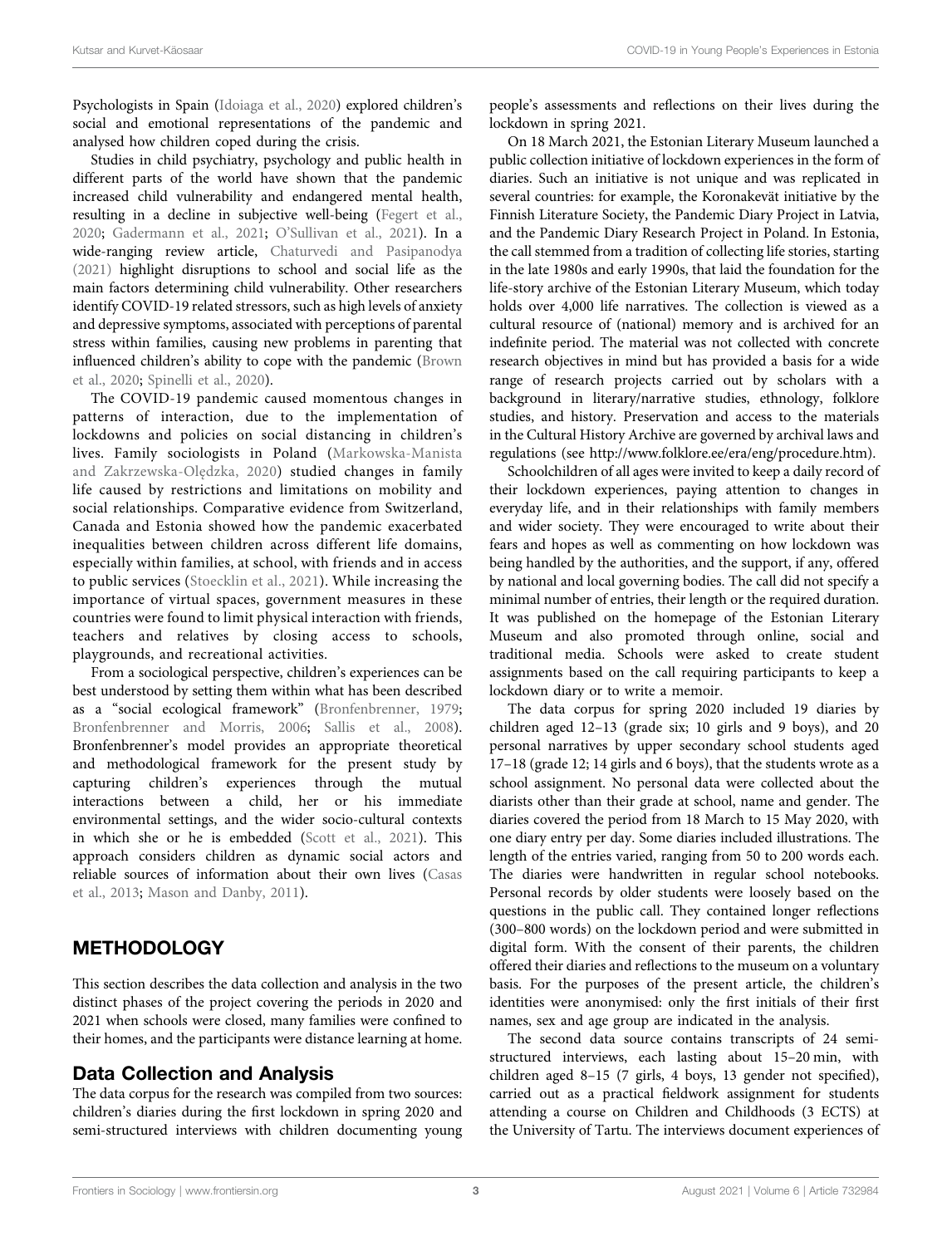Psychologists in Spain (Idoiaga et al., 2020) explored children's social and emotional representations of the pandemic and analysed how children coped during the crisis.

Studies in child psychiatry, psychology and public health in different parts of the world have shown that the pandemic increased child vulnerability and endangered mental health, resulting in a decline in subjective well-being (Fegert et al., 2020; Gadermann et al., 2021; O'Sullivan et al., 2021). In a wide-ranging review article, Chaturvedi and Pasipanodya (2021) highlight disruptions to school and social life as the main factors determining child vulnerability. Other researchers identify COVID-19 related stressors, such as high levels of anxiety and depressive symptoms, associated with perceptions of parental stress within families, causing new problems in parenting that influenced children's ability to cope with the pandemic (Brown et al., 2020; Spinelli et al., 2020).

The COVID-19 pandemic caused momentous changes in patterns of interaction, due to the implementation of lockdowns and policies on social distancing in children's lives. Family sociologists in Poland (Markowska-Manista and Zakrzewska-Olędzka, 2020) studied changes in family life caused by restrictions and limitations on mobility and social relationships. Comparative evidence from Switzerland, Canada and Estonia showed how the pandemic exacerbated inequalities between children across different life domains, especially within families, at school, with friends and in access to public services (Stoecklin et al., 2021). While increasing the importance of virtual spaces, government measures in these countries were found to limit physical interaction with friends, teachers and relatives by closing access to schools, playgrounds, and recreational activities.

From a sociological perspective, children's experiences can be best understood by setting them within what has been described as a "social ecological framework" (Bronfenbrenner, 1979; Bronfenbrenner and Morris, 2006; Sallis et al., 2008). Bronfenbrenner's model provides an appropriate theoretical and methodological framework for the present study by capturing children's experiences through the mutual interactions between a child, her or his immediate environmental settings, and the wider socio-cultural contexts in which she or he is embedded (Scott et al., 2021). This approach considers children as dynamic social actors and reliable sources of information about their own lives (Casas et al., 2013; Mason and Danby, 2011).

## METHODOLOGY

This section describes the data collection and analysis in the two distinct phases of the project covering the periods in 2020 and 2021 when schools were closed, many families were confined to their homes, and the participants were distance learning at home.

### Data Collection and Analysis

The data corpus for the research was compiled from two sources: children's diaries during the first lockdown in spring 2020 and semi-structured interviews with children documenting young people's assessments and reflections on their lives during the lockdown in spring 2021.

On 18 March 2021, the Estonian Literary Museum launched a public collection initiative of lockdown experiences in the form of diaries. Such an initiative is not unique and was replicated in several countries: for example, the Koronakevät initiative by the Finnish Literature Society, the Pandemic Diary Project in Latvia, and the Pandemic Diary Research Project in Poland. In Estonia, the call stemmed from a tradition of collecting life stories, starting in the late 1980s and early 1990s, that laid the foundation for the life-story archive of the Estonian Literary Museum, which today holds over 4,000 life narratives. The collection is viewed as a cultural resource of (national) memory and is archived for an indefinite period. The material was not collected with concrete research objectives in mind but has provided a basis for a wide range of research projects carried out by scholars with a background in literary/narrative studies, ethnology, folklore studies, and history. Preservation and access to the materials in the Cultural History Archive are governed by archival laws and regulations (see http://www.folklore.ee/era/eng/procedure.htm).

Schoolchildren of all ages were invited to keep a daily record of their lockdown experiences, paying attention to changes in everyday life, and in their relationships with family members and wider society. They were encouraged to write about their fears and hopes as well as commenting on how lockdown was being handled by the authorities, and the support, if any, offered by national and local governing bodies. The call did not specify a minimal number of entries, their length or the required duration. It was published on the homepage of the Estonian Literary Museum and also promoted through online, social and traditional media. Schools were asked to create student assignments based on the call requiring participants to keep a lockdown diary or to write a memoir.

The data corpus for spring 2020 included 19 diaries by children aged 12–13 (grade six; 10 girls and 9 boys), and 20 personal narratives by upper secondary school students aged 17–18 (grade 12; 14 girls and 6 boys), that the students wrote as a school assignment. No personal data were collected about the diarists other than their grade at school, name and gender. The diaries covered the period from 18 March to 15 May 2020, with one diary entry per day. Some diaries included illustrations. The length of the entries varied, ranging from 50 to 200 words each. The diaries were handwritten in regular school notebooks. Personal records by older students were loosely based on the questions in the public call. They contained longer reflections (300–800 words) on the lockdown period and were submitted in digital form. With the consent of their parents, the children offered their diaries and reflections to the museum on a voluntary basis. For the purposes of the present article, the children's identities were anonymised: only the first initials of their first names, sex and age group are indicated in the analysis.

The second data source contains transcripts of 24 semi-structured interviews, each lasting about 15–20 min, with children aged 8–15 (7 girls, 4 boys, 13 gender not specified), carried out as a practical fieldwork assignment for students attending a course on Children and Childhoods (3 ECTS) at the University of Tartu. The interviews document experiences of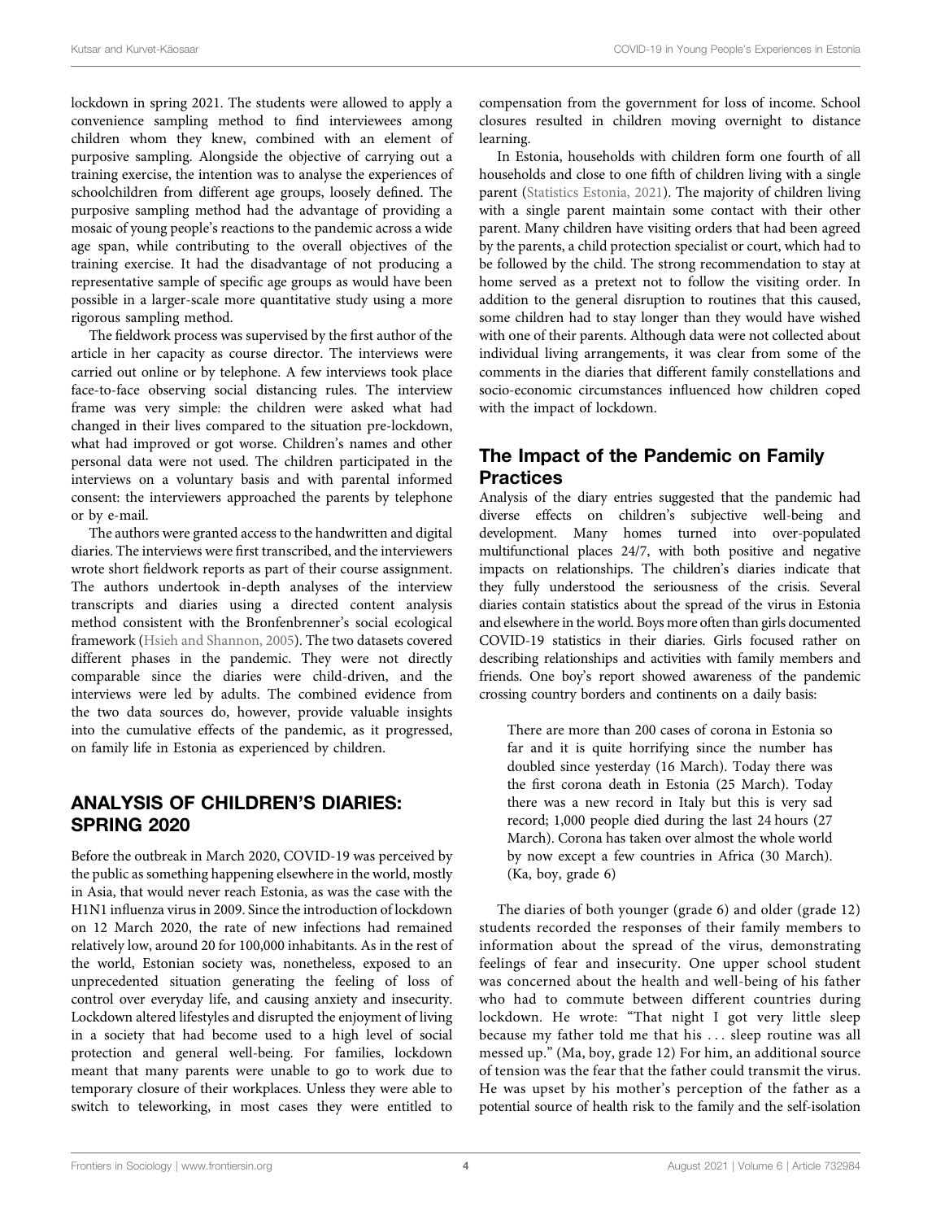lockdown in spring 2021. The students were allowed to apply a convenience sampling method to find interviewees among children whom they knew, combined with an element of purposive sampling. Alongside the objective of carrying out a training exercise, the intention was to analyse the experiences of schoolchildren from different age groups, loosely defined. The purposive sampling method had the advantage of providing a mosaic of young people's reactions to the pandemic across a wide age span, while contributing to the overall objectives of the training exercise. It had the disadvantage of not producing a representative sample of specific age groups as would have been possible in a larger-scale more quantitative study using a more rigorous sampling method.

The fieldwork process was supervised by the first author of the article in her capacity as course director. The interviews were carried out online or by telephone. A few interviews took place face-to-face observing social distancing rules. The interview frame was very simple: the children were asked what had changed in their lives compared to the situation pre-lockdown, what had improved or got worse. Children's names and other personal data were not used. The children participated in the interviews on a voluntary basis and with parental informed consent: the interviewers approached the parents by telephone or by e-mail.

The authors were granted access to the handwritten and digital diaries. The interviews were first transcribed, and the interviewers wrote short fieldwork reports as part of their course assignment. The authors undertook in-depth analyses of the interview transcripts and diaries using a directed content analysis method consistent with the Bronfenbrenner's social ecological framework (Hsieh and Shannon, 2005). The two datasets covered different phases in the pandemic. They were not directly comparable since the diaries were child-driven, and the interviews were led by adults. The combined evidence from the two data sources do, however, provide valuable insights into the cumulative effects of the pandemic, as it progressed, on family life in Estonia as experienced by children.

## ANALYSIS OF CHILDREN'S DIARIES: SPRING 2020

Before the outbreak in March 2020, COVID-19 was perceived by the public as something happening elsewhere in the world, mostly in Asia, that would never reach Estonia, as was the case with the H1N1 influenza virus in 2009. Since the introduction of lockdown on 12 March 2020, the rate of new infections had remained relatively low, around 20 for 100,000 inhabitants. As in the rest of the world, Estonian society was, nonetheless, exposed to an unprecedented situation generating the feeling of loss of control over everyday life, and causing anxiety and insecurity. Lockdown altered lifestyles and disrupted the enjoyment of living in a society that had become used to a high level of social protection and general well-being. For families, lockdown meant that many parents were unable to go to work due to temporary closure of their workplaces. Unless they were able to switch to teleworking, in most cases they were entitled to compensation from the government for loss of income. School closures resulted in children moving overnight to distance learning.

In Estonia, households with children form one fourth of all households and close to one fifth of children living with a single parent (Statistics Estonia, 2021). The majority of children living with a single parent maintain some contact with their other parent. Many children have visiting orders that had been agreed by the parents, a child protection specialist or court, which had to be followed by the child. The strong recommendation to stay at home served as a pretext not to follow the visiting order. In addition to the general disruption to routines that this caused, some children had to stay longer than they would have wished with one of their parents. Although data were not collected about individual living arrangements, it was clear from some of the comments in the diaries that different family constellations and socio-economic circumstances influenced how children coped with the impact of lockdown.

### The Impact of the Pandemic on Family Practices

Analysis of the diary entries suggested that the pandemic had diverse effects on children's subjective well-being and development. Many homes turned into over-populated multifunctional places 24/7, with both positive and negative impacts on relationships. The children's diaries indicate that they fully understood the seriousness of the crisis. Several diaries contain statistics about the spread of the virus in Estonia and elsewhere in the world. Boys more often than girls documented COVID-19 statistics in their diaries. Girls focused rather on describing relationships and activities with family members and friends. One boy's report showed awareness of the pandemic crossing country borders and continents on a daily basis:

> There are more than 200 cases of corona in Estonia so far and it is quite horrifying since the number has doubled since yesterday (16 March). Today there was the first corona death in Estonia (25 March). Today there was a new record in Italy but this is very sad record; 1,000 people died during the last 24 hours (27 March). Corona has taken over almost the whole world by now except a few countries in Africa (30 March). (Ka, boy, grade 6)

The diaries of both younger (grade 6) and older (grade 12) students recorded the responses of their family members to information about the spread of the virus, demonstrating feelings of fear and insecurity. One upper school student was concerned about the health and well-being of his father who had to commute between different countries during lockdown. He wrote: "That night I got very little sleep because my father told me that his . . . sleep routine was all messed up." (Ma, boy, grade 12) For him, an additional source of tension was the fear that the father could transmit the virus. He was upset by his mother's perception of the father as a potential source of health risk to the family and the self-isolation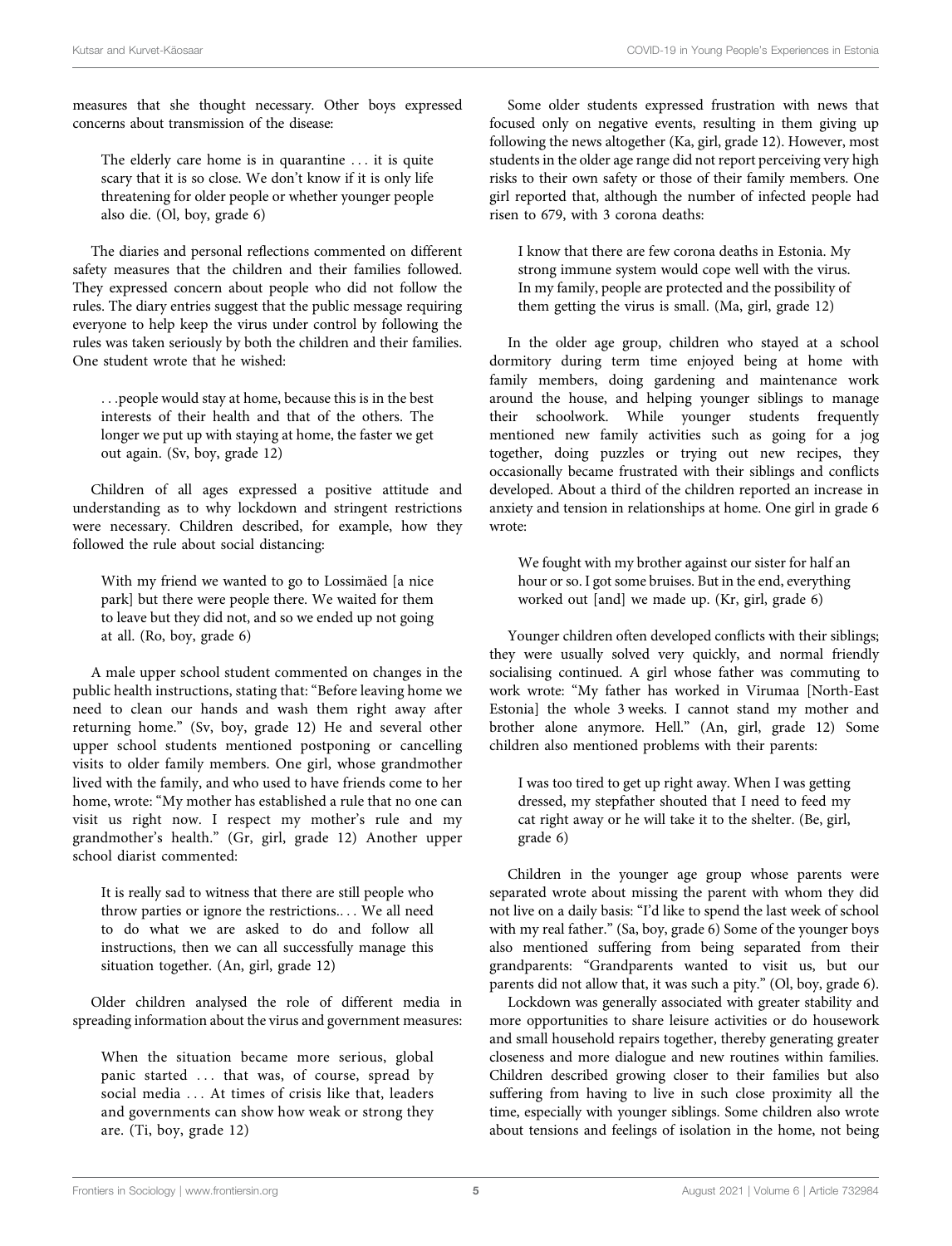measures that she thought necessary. Other boys expressed concerns about transmission of the disease:

> The elderly care home is in quarantine … it is quite scary that it is so close. We don't know if it is only life threatening for older people or whether younger people also die. (Ol, boy, grade 6)

The diaries and personal reflections commented on different safety measures that the children and their families followed. They expressed concern about people who did not follow the rules. The diary entries suggest that the public message requiring everyone to help keep the virus under control by following the rules was taken seriously by both the children and their families. One student wrote that he wished:

> …people would stay at home, because this is in the best interests of their health and that of the others. The longer we put up with staying at home, the faster we get out again. (Sv, boy, grade 12)

Children of all ages expressed a positive attitude and understanding as to why lockdown and stringent restrictions were necessary. Children described, for example, how they followed the rule about social distancing:

> With my friend we wanted to go to Lossimäed [a nice park] but there were people there. We waited for them to leave but they did not, and so we ended up not going at all. (Ro, boy, grade 6)

A male upper school student commented on changes in the public health instructions, stating that: "Before leaving home we need to clean our hands and wash them right away after returning home." (Sv, boy, grade 12) He and several other upper school students mentioned postponing or cancelling visits to older family members. One girl, whose grandmother lived with the family, and who used to have friends come to her home, wrote: "My mother has established a rule that no one can visit us right now. I respect my mother's rule and my grandmother's health." (Gr, girl, grade 12) Another upper school diarist commented:

> It is really sad to witness that there are still people who throw parties or ignore the restrictions.… We all need to do what we are asked to do and follow all instructions, then we can all successfully manage this situation together. (An, girl, grade 12)

Older children analysed the role of different media in spreading information about the virus and government measures:

> When the situation became more serious, global panic started … that was, of course, spread by social media … At times of crisis like that, leaders and governments can show how weak or strong they are. (Ti, boy, grade 12)

Some older students expressed frustration with news that focused only on negative events, resulting in them giving up following the news altogether (Ka, girl, grade 12). However, most students in the older age range did not report perceiving very high risks to their own safety or those of their family members. One girl reported that, although the number of infected people had risen to 679, with 3 corona deaths:

> I know that there are few corona deaths in Estonia. My strong immune system would cope well with the virus. In my family, people are protected and the possibility of them getting the virus is small. (Ma, girl, grade 12)

In the older age group, children who stayed at a school dormitory during term time enjoyed being at home with family members, doing gardening and maintenance work around the house, and helping younger siblings to manage their schoolwork. While younger students frequently mentioned new family activities such as going for a jog together, doing puzzles or trying out new recipes, they occasionally became frustrated with their siblings and conflicts developed. About a third of the children reported an increase in anxiety and tension in relationships at home. One girl in grade 6 wrote:

> We fought with my brother against our sister for half an hour or so. I got some bruises. But in the end, everything worked out [and] we made up. (Kr, girl, grade 6)

Younger children often developed conflicts with their siblings; they were usually solved very quickly, and normal friendly socialising continued. A girl whose father was commuting to work wrote: "My father has worked in Virumaa [North-East Estonia] the whole 3 weeks. I cannot stand my mother and brother alone anymore. Hell." (An, girl, grade 12) Some children also mentioned problems with their parents:

> I was too tired to get up right away. When I was getting dressed, my stepfather shouted that I need to feed my cat right away or he will take it to the shelter. (Be, girl, grade 6)

Children in the younger age group whose parents were separated wrote about missing the parent with whom they did not live on a daily basis: "I'd like to spend the last week of school with my real father." (Sa, boy, grade 6) Some of the younger boys also mentioned suffering from being separated from their grandparents: "Grandparents wanted to visit us, but our parents did not allow that, it was such a pity." (Ol, boy, grade 6).

Lockdown was generally associated with greater stability and more opportunities to share leisure activities or do housework and small household repairs together, thereby generating greater closeness and more dialogue and new routines within families. Children described growing closer to their families but also suffering from having to live in such close proximity all the time, especially with younger siblings. Some children also wrote about tensions and feelings of isolation in the home, not being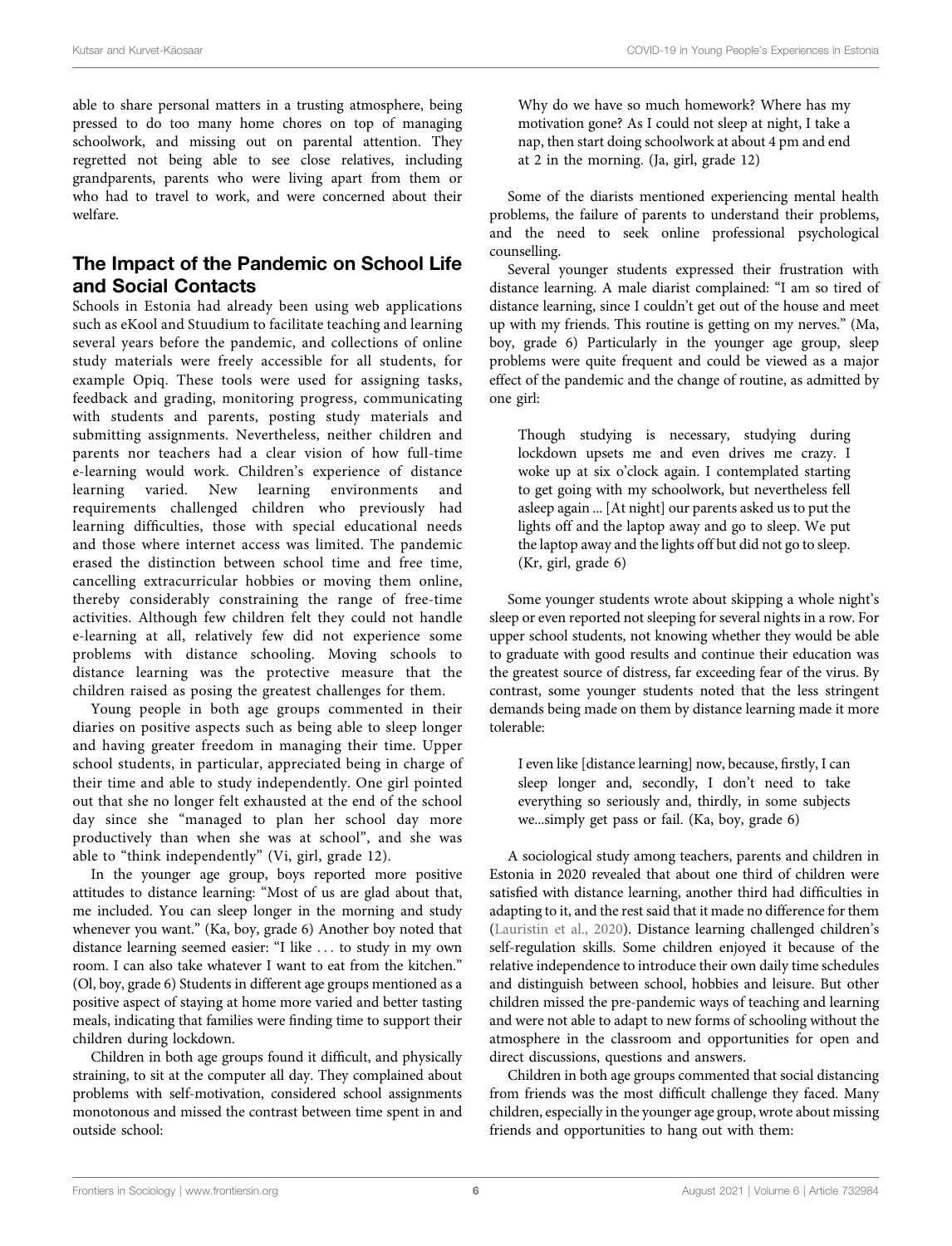able to share personal matters in a trusting atmosphere, being pressed to do too many home chores on top of managing schoolwork, and missing out on parental attention. They regretted not being able to see close relatives, including grandparents, parents who were living apart from them or who had to travel to work, and were concerned about their welfare.

## The Impact of the Pandemic on School Life and Social Contacts

Schools in Estonia had already been using web applications such as eKool and Stuudium to facilitate teaching and learning several years before the pandemic, and collections of online study materials were freely accessible for all students, for example Opiq. These tools were used for assigning tasks, feedback and grading, monitoring progress, communicating with students and parents, posting study materials and submitting assignments. Nevertheless, neither children and parents nor teachers had a clear vision of how full-time e-learning would work. Children's experience of distance learning varied. New learning environments and requirements challenged children who previously had learning difficulties, those with special educational needs and those where internet access was limited. The pandemic erased the distinction between school time and free time, cancelling extracurricular hobbies or moving them online, thereby considerably constraining the range of free-time activities. Although few children felt they could not handle e-learning at all, relatively few did not experience some problems with distance schooling. Moving schools to distance learning was the protective measure that the children raised as posing the greatest challenges for them.

Young people in both age groups commented in their diaries on positive aspects such as being able to sleep longer and having greater freedom in managing their time. Upper school students, in particular, appreciated being in charge of their time and able to study independently. One girl pointed out that she no longer felt exhausted at the end of the school day since she "managed to plan her school day more productively than when she was at school", and she was able to "think independently" (Vi, girl, grade 12).

In the younger age group, boys reported more positive attitudes to distance learning: "Most of us are glad about that, me included. You can sleep longer in the morning and study whenever you want." (Ka, boy, grade 6) Another boy noted that distance learning seemed easier: "I like . . . to study in my own room. I can also take whatever I want to eat from the kitchen." (Ol, boy, grade 6) Students in different age groups mentioned as a positive aspect of staying at home more varied and better tasting meals, indicating that families were finding time to support their children during lockdown.

Children in both age groups found it difficult, and physically straining, to sit at the computer all day. They complained about problems with self-motivation, considered school assignments monotonous and missed the contrast between time spent in and outside school:

> Why do we have so much homework? Where has my motivation gone? As I could not sleep at night, I take a nap, then start doing schoolwork at about 4 pm and end at 2 in the morning. (Ja, girl, grade 12)

Some of the diarists mentioned experiencing mental health problems, the failure of parents to understand their problems, and the need to seek online professional psychological counselling.

Several younger students expressed their frustration with distance learning. A male diarist complained: "I am so tired of distance learning, since I couldn't get out of the house and meet up with my friends. This routine is getting on my nerves." (Ma, boy, grade 6) Particularly in the younger age group, sleep problems were quite frequent and could be viewed as a major effect of the pandemic and the change of routine, as admitted by one girl:

> Though studying is necessary, studying during lockdown upsets me and even drives me crazy. I woke up at six o'clock again. I contemplated starting to get going with my schoolwork, but nevertheless fell asleep again ... [At night] our parents asked us to put the lights off and the laptop away and go to sleep. We put the laptop away and the lights off but did not go to sleep. (Kr, girl, grade 6)

Some younger students wrote about skipping a whole night's sleep or even reported not sleeping for several nights in a row. For upper school students, not knowing whether they would be able to graduate with good results and continue their education was the greatest source of distress, far exceeding fear of the virus. By contrast, some younger students noted that the less stringent demands being made on them by distance learning made it more tolerable:

> I even like [distance learning] now, because, firstly, I can sleep longer and, secondly, I don't need to take everything so seriously and, thirdly, in some subjects we...simply get pass or fail. (Ka, boy, grade 6)

A sociological study among teachers, parents and children in Estonia in 2020 revealed that about one third of children were satisfied with distance learning, another third had difficulties in adapting to it, and the rest said that it made no difference for them (Lauristin et al., 2020). Distance learning challenged children's self-regulation skills. Some children enjoyed it because of the relative independence to introduce their own daily time schedules and distinguish between school, hobbies and leisure. But other children missed the pre-pandemic ways of teaching and learning and were not able to adapt to new forms of schooling without the atmosphere in the classroom and opportunities for open and direct discussions, questions and answers.

Children in both age groups commented that social distancing from friends was the most difficult challenge they faced. Many children, especially in the younger age group, wrote about missing friends and opportunities to hang out with them: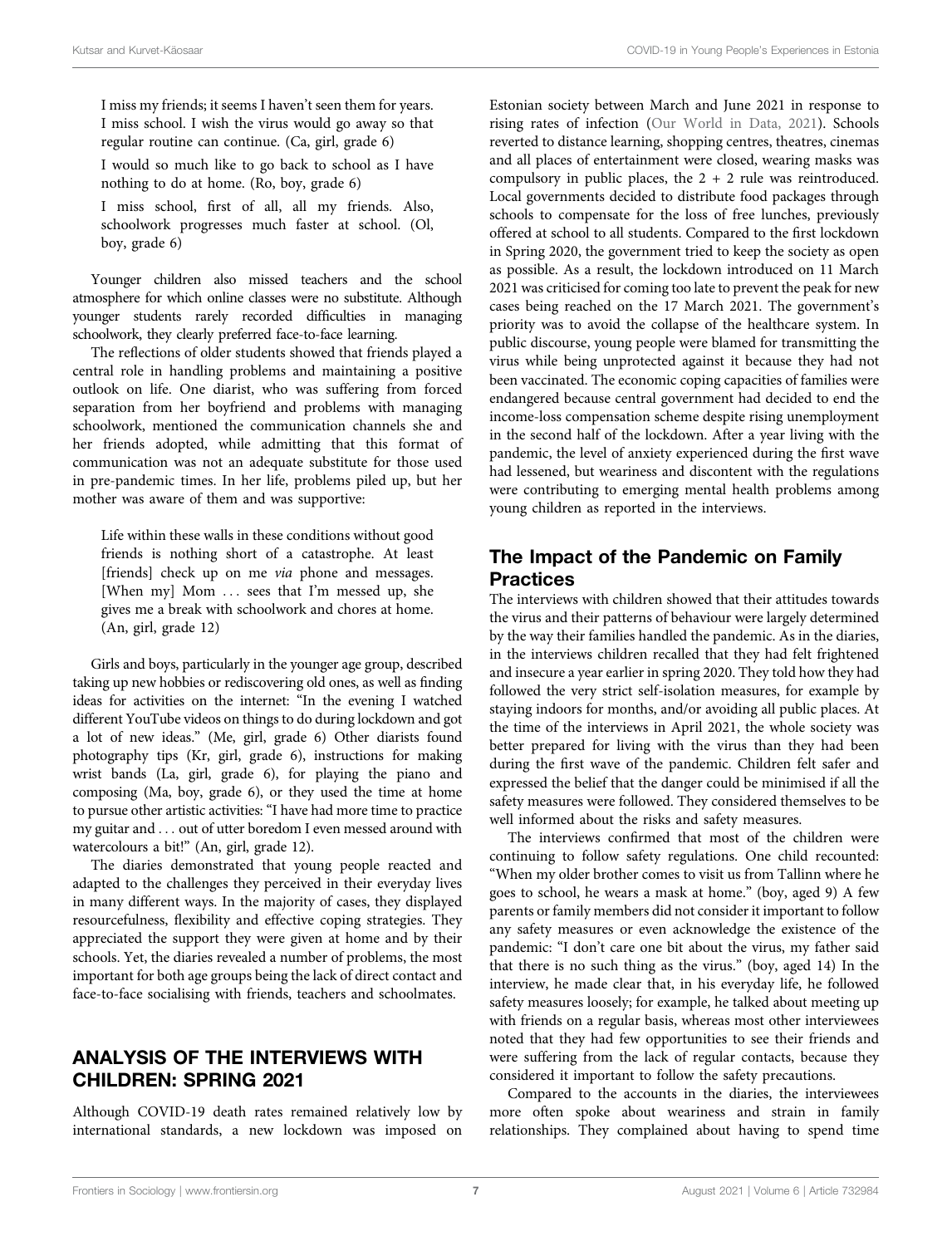> I miss my friends; it seems I haven't seen them for years. I miss school. I wish the virus would go away so that regular routine can continue. (Ca, girl, grade 6)

> I would so much like to go back to school as I have nothing to do at home. (Ro, boy, grade 6)

> I miss school, first of all, all my friends. Also, schoolwork progresses much faster at school. (Ol, boy, grade 6)

Younger children also missed teachers and the school atmosphere for which online classes were no substitute. Although younger students rarely recorded difficulties in managing schoolwork, they clearly preferred face-to-face learning.

The reflections of older students showed that friends played a central role in handling problems and maintaining a positive outlook on life. One diarist, who was suffering from forced separation from her boyfriend and problems with managing schoolwork, mentioned the communication channels she and her friends adopted, while admitting that this format of communication was not an adequate substitute for those used in pre-pandemic times. In her life, problems piled up, but her mother was aware of them and was supportive:

> Life within these walls in these conditions without good friends is nothing short of a catastrophe. At least [friends] check up on me *via* phone and messages. [When my] Mom … sees that I'm messed up, she gives me a break with schoolwork and chores at home. (An, girl, grade 12)

Girls and boys, particularly in the younger age group, described taking up new hobbies or rediscovering old ones, as well as finding ideas for activities on the internet: "In the evening I watched different YouTube videos on things to do during lockdown and got a lot of new ideas." (Me, girl, grade 6) Other diarists found photography tips (Kr, girl, grade 6), instructions for making wrist bands (La, girl, grade 6), for playing the piano and composing (Ma, boy, grade 6), or they used the time at home to pursue other artistic activities: "I have had more time to practice my guitar and … out of utter boredom I even messed around with watercolours a bit!" (An, girl, grade 12).

The diaries demonstrated that young people reacted and adapted to the challenges they perceived in their everyday lives in many different ways. In the majority of cases, they displayed resourcefulness, flexibility and effective coping strategies. They appreciated the support they were given at home and by their schools. Yet, the diaries revealed a number of problems, the most important for both age groups being the lack of direct contact and face-to-face socialising with friends, teachers and schoolmates.

## ANALYSIS OF THE INTERVIEWS WITH CHILDREN: SPRING 2021

Although COVID-19 death rates remained relatively low by international standards, a new lockdown was imposed on Estonian society between March and June 2021 in response to rising rates of infection (Our World in Data, 2021). Schools reverted to distance learning, shopping centres, theatres, cinemas and all places of entertainment were closed, wearing masks was compulsory in public places, the 2 + 2 rule was reintroduced. Local governments decided to distribute food packages through schools to compensate for the loss of free lunches, previously offered at school to all students. Compared to the first lockdown in Spring 2020, the government tried to keep the society as open as possible. As a result, the lockdown introduced on 11 March 2021 was criticised for coming too late to prevent the peak for new cases being reached on the 17 March 2021. The government's priority was to avoid the collapse of the healthcare system. In public discourse, young people were blamed for transmitting the virus while being unprotected against it because they had not been vaccinated. The economic coping capacities of families were endangered because central government had decided to end the income-loss compensation scheme despite rising unemployment in the second half of the lockdown. After a year living with the pandemic, the level of anxiety experienced during the first wave had lessened, but weariness and discontent with the regulations were contributing to emerging mental health problems among young children as reported in the interviews.

### The Impact of the Pandemic on Family Practices

The interviews with children showed that their attitudes towards the virus and their patterns of behaviour were largely determined by the way their families handled the pandemic. As in the diaries, in the interviews children recalled that they had felt frightened and insecure a year earlier in spring 2020. They told how they had followed the very strict self-isolation measures, for example by staying indoors for months, and/or avoiding all public places. At the time of the interviews in April 2021, the whole society was better prepared for living with the virus than they had been during the first wave of the pandemic. Children felt safer and expressed the belief that the danger could be minimised if all the safety measures were followed. They considered themselves to be well informed about the risks and safety measures.

The interviews confirmed that most of the children were continuing to follow safety regulations. One child recounted: "When my older brother comes to visit us from Tallinn where he goes to school, he wears a mask at home." (boy, aged 9) A few parents or family members did not consider it important to follow any safety measures or even acknowledge the existence of the pandemic: "I don't care one bit about the virus, my father said that there is no such thing as the virus." (boy, aged 14) In the interview, he made clear that, in his everyday life, he followed safety measures loosely; for example, he talked about meeting up with friends on a regular basis, whereas most other interviewees noted that they had few opportunities to see their friends and were suffering from the lack of regular contacts, because they considered it important to follow the safety precautions.

Compared to the accounts in the diaries, the interviewees more often spoke about weariness and strain in family relationships. They complained about having to spend time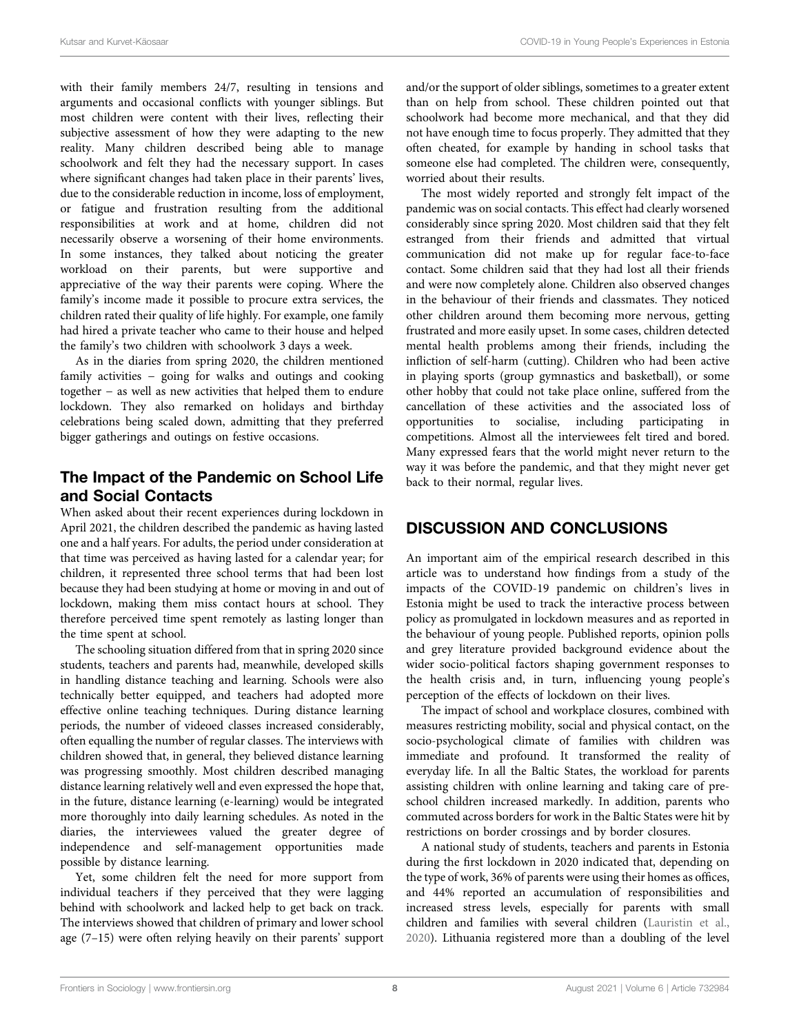with their family members 24/7, resulting in tensions and arguments and occasional conflicts with younger siblings. But most children were content with their lives, reflecting their subjective assessment of how they were adapting to the new reality. Many children described being able to manage schoolwork and felt they had the necessary support. In cases where significant changes had taken place in their parents' lives, due to the considerable reduction in income, loss of employment, or fatigue and frustration resulting from the additional responsibilities at work and at home, children did not necessarily observe a worsening of their home environments. In some instances, they talked about noticing the greater workload on their parents, but were supportive and appreciative of the way their parents were coping. Where the family's income made it possible to procure extra services, the children rated their quality of life highly. For example, one family had hired a private teacher who came to their house and helped the family's two children with schoolwork 3 days a week.

As in the diaries from spring 2020, the children mentioned family activities – going for walks and outings and cooking together – as well as new activities that helped them to endure lockdown. They also remarked on holidays and birthday celebrations being scaled down, admitting that they preferred bigger gatherings and outings on festive occasions.

## The Impact of the Pandemic on School Life and Social Contacts

When asked about their recent experiences during lockdown in April 2021, the children described the pandemic as having lasted one and a half years. For adults, the period under consideration at that time was perceived as having lasted for a calendar year; for children, it represented three school terms that had been lost because they had been studying at home or moving in and out of lockdown, making them miss contact hours at school. They therefore perceived time spent remotely as lasting longer than the time spent at school.

The schooling situation differed from that in spring 2020 since students, teachers and parents had, meanwhile, developed skills in handling distance teaching and learning. Schools were also technically better equipped, and teachers had adopted more effective online teaching techniques. During distance learning periods, the number of videoed classes increased considerably, often equalling the number of regular classes. The interviews with children showed that, in general, they believed distance learning was progressing smoothly. Most children described managing distance learning relatively well and even expressed the hope that, in the future, distance learning (e-learning) would be integrated more thoroughly into daily learning schedules. As noted in the diaries, the interviewees valued the greater degree of independence and self-management opportunities made possible by distance learning.

Yet, some children felt the need for more support from individual teachers if they perceived that they were lagging behind with schoolwork and lacked help to get back on track. The interviews showed that children of primary and lower school age (7–15) were often relying heavily on their parents' support and/or the support of older siblings, sometimes to a greater extent than on help from school. These children pointed out that schoolwork had become more mechanical, and that they did not have enough time to focus properly. They admitted that they often cheated, for example by handing in school tasks that someone else had completed. The children were, consequently, worried about their results.

The most widely reported and strongly felt impact of the pandemic was on social contacts. This effect had clearly worsened considerably since spring 2020. Most children said that they felt estranged from their friends and admitted that virtual communication did not make up for regular face-to-face contact. Some children said that they had lost all their friends and were now completely alone. Children also observed changes in the behaviour of their friends and classmates. They noticed other children around them becoming more nervous, getting frustrated and more easily upset. In some cases, children detected mental health problems among their friends, including the infliction of self-harm (cutting). Children who had been active in playing sports (group gymnastics and basketball), or some other hobby that could not take place online, suffered from the cancellation of these activities and the associated loss of opportunities to socialise, including participating in competitions. Almost all the interviewees felt tired and bored. Many expressed fears that the world might never return to the way it was before the pandemic, and that they might never get back to their normal, regular lives.

# DISCUSSION AND CONCLUSIONS

An important aim of the empirical research described in this article was to understand how findings from a study of the impacts of the COVID-19 pandemic on children's lives in Estonia might be used to track the interactive process between policy as promulgated in lockdown measures and as reported in the behaviour of young people. Published reports, opinion polls and grey literature provided background evidence about the wider socio-political factors shaping government responses to the health crisis and, in turn, influencing young people's perception of the effects of lockdown on their lives.

The impact of school and workplace closures, combined with measures restricting mobility, social and physical contact, on the socio-psychological climate of families with children was immediate and profound. It transformed the reality of everyday life. In all the Baltic States, the workload for parents assisting children with online learning and taking care of pre-school children increased markedly. In addition, parents who commuted across borders for work in the Baltic States were hit by restrictions on border crossings and by border closures.

A national study of students, teachers and parents in Estonia during the first lockdown in 2020 indicated that, depending on the type of work, 36% of parents were using their homes as offices, and 44% reported an accumulation of responsibilities and increased stress levels, especially for parents with small children and families with several children (Lauristin et al., 2020). Lithuania registered more than a doubling of the level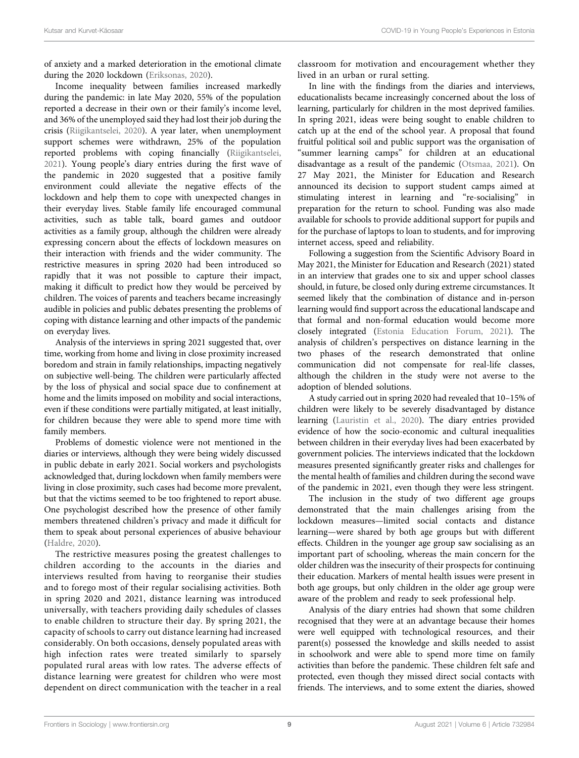of anxiety and a marked deterioration in the emotional climate during the 2020 lockdown (Eriksonas, 2020).

Income inequality between families increased markedly during the pandemic: in late May 2020, 55% of the population reported a decrease in their own or their family's income level, and 36% of the unemployed said they had lost their job during the crisis (Riigikantselei, 2020). A year later, when unemployment support schemes were withdrawn, 25% of the population reported problems with coping financially (Riigikantselei, 2021). Young people's diary entries during the first wave of the pandemic in 2020 suggested that a positive family environment could alleviate the negative effects of the lockdown and help them to cope with unexpected changes in their everyday lives. Stable family life encouraged communal activities, such as table talk, board games and outdoor activities as a family group, although the children were already expressing concern about the effects of lockdown measures on their interaction with friends and the wider community. The restrictive measures in spring 2020 had been introduced so rapidly that it was not possible to capture their impact, making it difficult to predict how they would be perceived by children. The voices of parents and teachers became increasingly audible in policies and public debates presenting the problems of coping with distance learning and other impacts of the pandemic on everyday lives.

Analysis of the interviews in spring 2021 suggested that, over time, working from home and living in close proximity increased boredom and strain in family relationships, impacting negatively on subjective well-being. The children were particularly affected by the loss of physical and social space due to confinement at home and the limits imposed on mobility and social interactions, even if these conditions were partially mitigated, at least initially, for children because they were able to spend more time with family members.

Problems of domestic violence were not mentioned in the diaries or interviews, although they were being widely discussed in public debate in early 2021. Social workers and psychologists acknowledged that, during lockdown when family members were living in close proximity, such cases had become more prevalent, but that the victims seemed to be too frightened to report abuse. One psychologist described how the presence of other family members threatened children's privacy and made it difficult for them to speak about personal experiences of abusive behaviour (Haldre, 2020).

The restrictive measures posing the greatest challenges to children according to the accounts in the diaries and interviews resulted from having to reorganise their studies and to forego most of their regular socialising activities. Both in spring 2020 and 2021, distance learning was introduced universally, with teachers providing daily schedules of classes to enable children to structure their day. By spring 2021, the capacity of schools to carry out distance learning had increased considerably. On both occasions, densely populated areas with high infection rates were treated similarly to sparsely populated rural areas with low rates. The adverse effects of distance learning were greatest for children who were most dependent on direct communication with the teacher in a real classroom for motivation and encouragement whether they lived in an urban or rural setting.

In line with the findings from the diaries and interviews, educationalists became increasingly concerned about the loss of learning, particularly for children in the most deprived families. In spring 2021, ideas were being sought to enable children to catch up at the end of the school year. A proposal that found fruitful political soil and public support was the organisation of "summer learning camps" for children at an educational disadvantage as a result of the pandemic (Otsmaa, 2021). On 27 May 2021, the Minister for Education and Research announced its decision to support student camps aimed at stimulating interest in learning and "re-socialising" in preparation for the return to school. Funding was also made available for schools to provide additional support for pupils and for the purchase of laptops to loan to students, and for improving internet access, speed and reliability.

Following a suggestion from the Scientific Advisory Board in May 2021, the Minister for Education and Research (2021) stated in an interview that grades one to six and upper school classes should, in future, be closed only during extreme circumstances. It seemed likely that the combination of distance and in-person learning would find support across the educational landscape and that formal and non-formal education would become more closely integrated (Estonia Education Forum, 2021). The analysis of children's perspectives on distance learning in the two phases of the research demonstrated that online communication did not compensate for real-life classes, although the children in the study were not averse to the adoption of blended solutions.

A study carried out in spring 2020 had revealed that 10–15% of children were likely to be severely disadvantaged by distance learning (Lauristin et al., 2020). The diary entries provided evidence of how the socio-economic and cultural inequalities between children in their everyday lives had been exacerbated by government policies. The interviews indicated that the lockdown measures presented significantly greater risks and challenges for the mental health of families and children during the second wave of the pandemic in 2021, even though they were less stringent.

The inclusion in the study of two different age groups demonstrated that the main challenges arising from the lockdown measures—limited social contacts and distance learning—were shared by both age groups but with different effects. Children in the younger age group saw socialising as an important part of schooling, whereas the main concern for the older children was the insecurity of their prospects for continuing their education. Markers of mental health issues were present in both age groups, but only children in the older age group were aware of the problem and ready to seek professional help.

Analysis of the diary entries had shown that some children recognised that they were at an advantage because their homes were well equipped with technological resources, and their parent(s) possessed the knowledge and skills needed to assist in schoolwork and were able to spend more time on family activities than before the pandemic. These children felt safe and protected, even though they missed direct social contacts with friends. The interviews, and to some extent the diaries, showed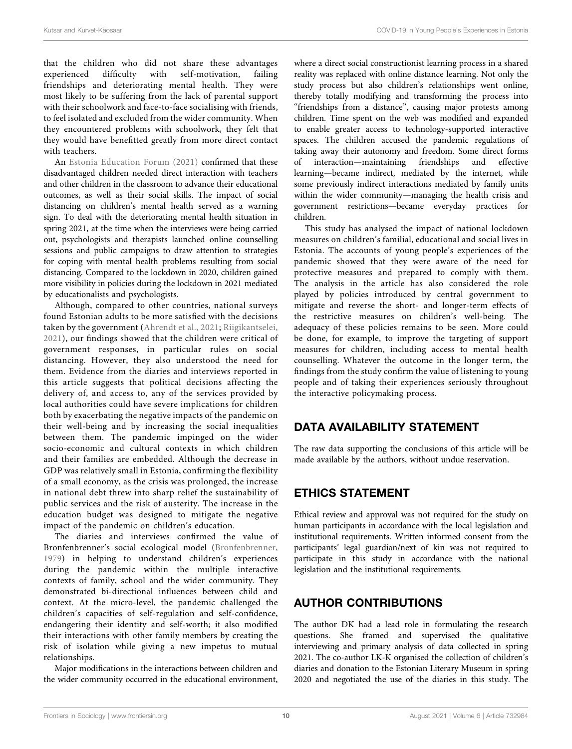that the children who did not share these advantages experienced difficulty with self-motivation, failing friendships and deteriorating mental health. They were most likely to be suffering from the lack of parental support with their schoolwork and face-to-face socialising with friends, to feel isolated and excluded from the wider community. When they encountered problems with schoolwork, they felt that they would have benefitted greatly from more direct contact with teachers.

An Estonia Education Forum (2021) confirmed that these disadvantaged children needed direct interaction with teachers and other children in the classroom to advance their educational outcomes, as well as their social skills. The impact of social distancing on children's mental health served as a warning sign. To deal with the deteriorating mental health situation in spring 2021, at the time when the interviews were being carried out, psychologists and therapists launched online counselling sessions and public campaigns to draw attention to strategies for coping with mental health problems resulting from social distancing. Compared to the lockdown in 2020, children gained more visibility in policies during the lockdown in 2021 mediated by educationalists and psychologists.

Although, compared to other countries, national surveys found Estonian adults to be more satisfied with the decisions taken by the government (Ahrendt et al., 2021; Riigikantselei, 2021), our findings showed that the children were critical of government responses, in particular rules on social distancing. However, they also understood the need for them. Evidence from the diaries and interviews reported in this article suggests that political decisions affecting the delivery of, and access to, any of the services provided by local authorities could have severe implications for children both by exacerbating the negative impacts of the pandemic on their well-being and by increasing the social inequalities between them. The pandemic impinged on the wider socio-economic and cultural contexts in which children and their families are embedded. Although the decrease in GDP was relatively small in Estonia, confirming the flexibility of a small economy, as the crisis was prolonged, the increase in national debt threw into sharp relief the sustainability of public services and the risk of austerity. The increase in the education budget was designed to mitigate the negative impact of the pandemic on children's education.

The diaries and interviews confirmed the value of Bronfenbrenner's social ecological model (Bronfenbrenner, 1979) in helping to understand children's experiences during the pandemic within the multiple interactive contexts of family, school and the wider community. They demonstrated bi-directional influences between child and context. At the micro-level, the pandemic challenged the children's capacities of self-regulation and self-confidence, endangering their identity and self-worth; it also modified their interactions with other family members by creating the risk of isolation while giving a new impetus to mutual relationships.

Major modifications in the interactions between children and the wider community occurred in the educational environment, where a direct social constructionist learning process in a shared reality was replaced with online distance learning. Not only the study process but also children's relationships went online, thereby totally modifying and transforming the process into "friendships from a distance", causing major protests among children. Time spent on the web was modified and expanded to enable greater access to technology-supported interactive spaces. The children accused the pandemic regulations of taking away their autonomy and freedom. Some direct forms of interaction—maintaining friendships and effective learning—became indirect, mediated by the internet, while some previously indirect interactions mediated by family units within the wider community—managing the health crisis and government restrictions—became everyday practices for children.

This study has analysed the impact of national lockdown measures on children's familial, educational and social lives in Estonia. The accounts of young people's experiences of the pandemic showed that they were aware of the need for protective measures and prepared to comply with them. The analysis in the article has also considered the role played by policies introduced by central government to mitigate and reverse the short- and longer-term effects of the restrictive measures on children's well-being. The adequacy of these policies remains to be seen. More could be done, for example, to improve the targeting of support measures for children, including access to mental health counselling. Whatever the outcome in the longer term, the findings from the study confirm the value of listening to young people and of taking their experiences seriously throughout the interactive policymaking process.

## DATA AVAILABILITY STATEMENT

The raw data supporting the conclusions of this article will be made available by the authors, without undue reservation.

## ETHICS STATEMENT

Ethical review and approval was not required for the study on human participants in accordance with the local legislation and institutional requirements. Written informed consent from the participants' legal guardian/next of kin was not required to participate in this study in accordance with the national legislation and the institutional requirements.

## AUTHOR CONTRIBUTIONS

The author DK had a lead role in formulating the research questions. She framed and supervised the qualitative interviewing and primary analysis of data collected in spring 2021. The co-author LK-K organised the collection of children's diaries and donation to the Estonian Literary Museum in spring 2020 and negotiated the use of the diaries in this study. The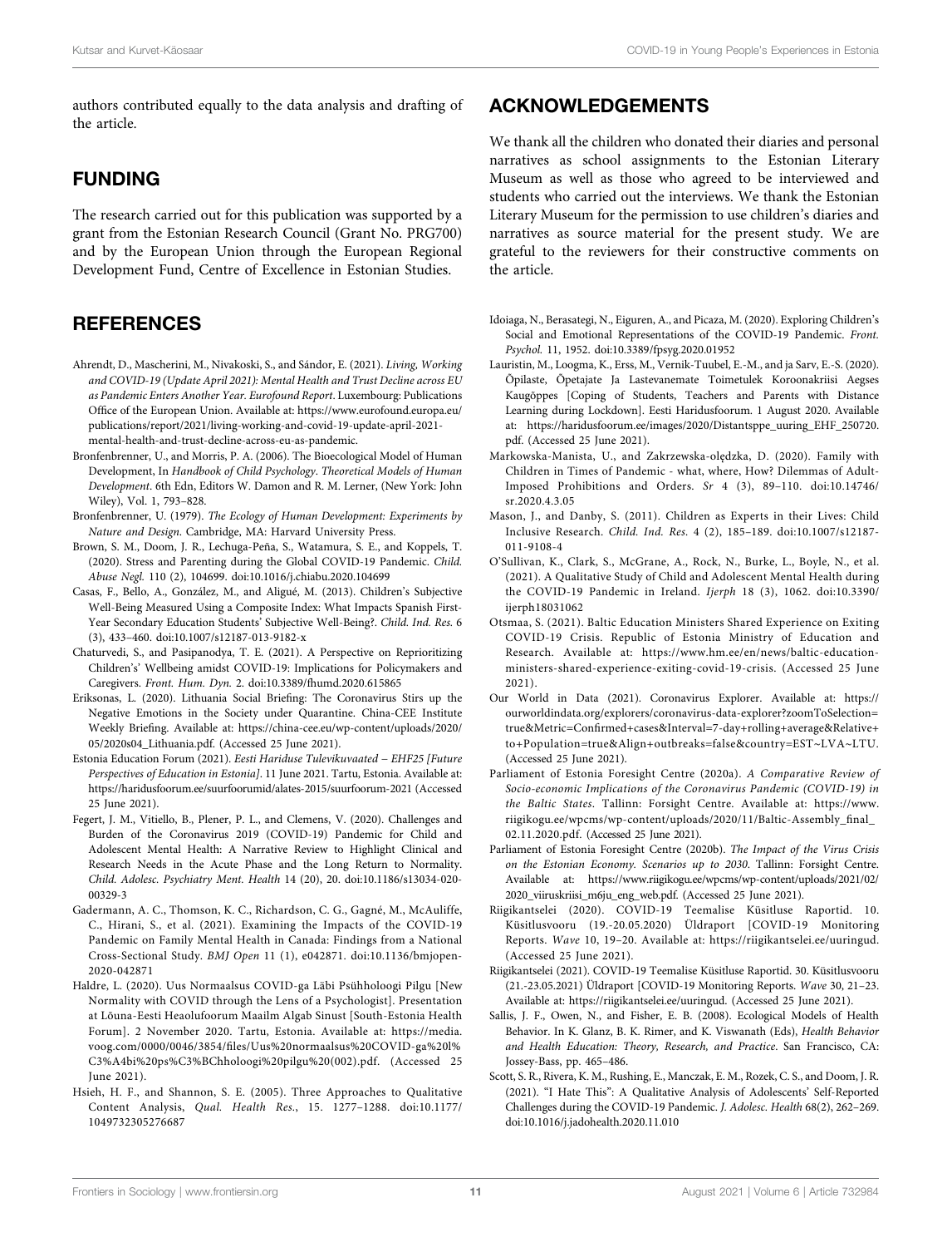authors contributed equally to the data analysis and drafting of the article.

## FUNDING

The research carried out for this publication was supported by a grant from the Estonian Research Council (Grant No. PRG700) and by the European Union through the European Regional Development Fund, Centre of Excellence in Estonian Studies.

## ACKNOWLEDGEMENTS

We thank all the children who donated their diaries and personal narratives as school assignments to the Estonian Literary Museum as well as those who agreed to be interviewed and students who carried out the interviews. We thank the Estonian Literary Museum for the permission to use children's diaries and narratives as source material for the present study. We are grateful to the reviewers for their constructive comments on the article.

## REFERENCES

Ahrendt, D., Mascherini, M., Nivakoski, S., and Sándor, E. (2021). *Living, Working and COVID-19 (Update April 2021): Mental Health and Trust Decline across EU as Pandemic Enters Another Year. Eurofound Report*. Luxembourg: Publications Office of the European Union. Available at: https://www.eurofound.europa.eu/publications/report/2021/living-working-and-covid-19-update-april-2021-mental-health-and-trust-decline-across-eu-as-pandemic.

Bronfenbrenner, U., and Morris, P. A. (2006). The Bioecological Model of Human Development, In *Handbook of Child Psychology. Theoretical Models of Human Development*. 6th Edn, Editors W. Damon and R. M. Lerner, (New York: John Wiley), Vol. 1, 793–828.

Bronfenbrenner, U. (1979). *The Ecology of Human Development: Experiments by Nature and Design.* Cambridge, MA: Harvard University Press.

Brown, S. M., Doom, J. R., Lechuga-Peña, S., Watamura, S. E., and Koppels, T. (2020). Stress and Parenting during the Global COVID-19 Pandemic. *Child. Abuse Negl.* 110 (2), 104699. doi:10.1016/j.chiabu.2020.104699

Casas, F., Bello, A., González, M., and Aligué, M. (2013). Children's Subjective Well-Being Measured Using a Composite Index: What Impacts Spanish First-Year Secondary Education Students' Subjective Well-Being?. *Child. Ind. Res.* 6 (3), 433–460. doi:10.1007/s12187-013-9182-x

Chaturvedi, S., and Pasipanodya, T. E. (2021). A Perspective on Reprioritizing Children's' Wellbeing amidst COVID-19: Implications for Policymakers and Caregivers. *Front. Hum. Dyn.* 2. doi:10.3389/fhumd.2020.615865

Eriksonas, L. (2020). Lithuania Social Briefing: The Coronavirus Stirs up the Negative Emotions in the Society under Quarantine. China-CEE Institute Weekly Briefing. Available at: https://china-cee.eu/wp-content/uploads/2020/05/2020s04_Lithuania.pdf. (Accessed 25 June 2021).

Estonia Education Forum (2021). *Eesti Hariduse Tulevikuvaated – EHF25 [Future Perspectives of Education in Estonia]*. 11 June 2021. Tartu, Estonia. Available at: https://haridusfoorum.ee/suurfoorumid/alates-2015/suurfoorum-2021 (Accessed 25 June 2021).

Fegert, J. M., Vitiello, B., Plener, P. L., and Clemens, V. (2020). Challenges and Burden of the Coronavirus 2019 (COVID-19) Pandemic for Child and Adolescent Mental Health: A Narrative Review to Highlight Clinical and Research Needs in the Acute Phase and the Long Return to Normality. *Child. Adolesc. Psychiatry Ment. Health* 14 (20), 20. doi:10.1186/s13034-020-00329-3

Gadermann, A. C., Thomson, K. C., Richardson, C. G., Gagné, M., McAuliffe, C., Hirani, S., et al. (2021). Examining the Impacts of the COVID-19 Pandemic on Family Mental Health in Canada: Findings from a National Cross-Sectional Study. *BMJ Open* 11 (1), e042871. doi:10.1136/bmjopen-2020-042871

Haldre, L. (2020). Uus Normaalsus COVID-ga Läbi Psühholoogi Pilgu [New Normality with COVID through the Lens of a Psychologist]. Presentation at Lõuna-Eesti Heaolufoorum Maailm Algab Sinust [South-Estonia Health Forum]. 2 November 2020. Tartu, Estonia. Available at: https://media.voog.com/0000/0046/3854/files/Uus%20normaalsus%20COVID-ga%20l%C3%A4bi%20ps%C3%BChholoogi%20pilgu%20(002).pdf. (Accessed 25 June 2021).

Hsieh, H. F., and Shannon, S. E. (2005). Three Approaches to Qualitative Content Analysis, *Qual. Health Res.*, 15. 1277–1288. doi:10.1177/1049732305276687

Idoiaga, N., Berasategi, N., Eiguren, A., and Picaza, M. (2020). Exploring Children's Social and Emotional Representations of the COVID-19 Pandemic. *Front. Psychol.* 11, 1952. doi:10.3389/fpsyg.2020.01952

Lauristin, M., Loogma, K., Erss, M., Vernik-Tuubel, E.-M., and ja Sarv, E.-S. (2020). Õpilaste, Õpetajate Ja Lastevanemate Toimetulek Koroonakriisi Aegses Kaugõppes [Coping of Students, Teachers and Parents with Distance Learning during Lockdown]. Eesti Haridusfoorum. 1 August 2020. Available at: https://haridusfoorum.ee/images/2020/Distantsppe_uuring_EHF_250720.pdf. (Accessed 25 June 2021).

Markowska-Manista, U., and Zakrzewska-olędzka, D. (2020). Family with Children in Times of Pandemic - what, where, How? Dilemmas of Adult-Imposed Prohibitions and Orders. *Sr* 4 (3), 89–110. doi:10.14746/sr.2020.4.3.05

Mason, J., and Danby, S. (2011). Children as Experts in their Lives: Child Inclusive Research. *Child. Ind. Res.* 4 (2), 185–189. doi:10.1007/s12187-011-9108-4

O'Sullivan, K., Clark, S., McGrane, A., Rock, N., Burke, L., Boyle, N., et al. (2021). A Qualitative Study of Child and Adolescent Mental Health during the COVID-19 Pandemic in Ireland. *Ijerph* 18 (3), 1062. doi:10.3390/ijerph18031062

Otsmaa, S. (2021). Baltic Education Ministers Shared Experience on Exiting COVID-19 Crisis. Republic of Estonia Ministry of Education and Research. Available at: https://www.hm.ee/en/news/baltic-education-ministers-shared-experience-exiting-covid-19-crisis. (Accessed 25 June 2021).

Our World in Data (2021). Coronavirus Explorer. Available at: https://ourworldindata.org/explorers/coronavirus-data-explorer?zoomToSelection=true&Metric=Confirmed+cases&Interval=7-day+rolling+average&Relative+to+Population=true&Align+outbreaks=false&country=EST~LVA~LTU. (Accessed 25 June 2021).

Parliament of Estonia Foresight Centre (2020a). *A Comparative Review of Socio-economic Implications of the Coronavirus Pandemic (COVID-19) in the Baltic States*. Tallinn: Forsight Centre. Available at: https://www.riigikogu.ee/wpcms/wp-content/uploads/2020/11/Baltic-Assembly_final_02.11.2020.pdf. (Accessed 25 June 2021).

Parliament of Estonia Foresight Centre (2020b). *The Impact of the Virus Crisis on the Estonian Economy. Scenarios up to 2030*. Tallinn: Forsight Centre. Available at: https://www.riigikogu.ee/wpcms/wp-content/uploads/2021/02/2020_viiruskriisi_m6ju_eng_web.pdf. (Accessed 25 June 2021).

Riigikantselei (2020). COVID-19 Teemalise Küsitluse Raportid. 10. Küsitlusvooru (19.-20.05.2020) Üldraport [COVID-19 Monitoring Reports. *Wave* 10, 19–20. Available at: https://riigikantselei.ee/uuringud. (Accessed 25 June 2021).

Riigikantselei (2021). COVID-19 Teemalise Küsitluse Raportid. 30. Küsitlusvooru (21.-23.05.2021) Üldraport [COVID-19 Monitoring Reports. *Wave* 30, 21–23. Available at: https://riigikantselei.ee/uuringud. (Accessed 25 June 2021).

Sallis, J. F., Owen, N., and Fisher, E. B. (2008). Ecological Models of Health Behavior. In K. Glanz, B. K. Rimer, and K. Viswanath (Eds), *Health Behavior and Health Education: Theory, Research, and Practice*. San Francisco, CA: Jossey-Bass, pp. 465–486.

Scott, S. R., Rivera, K. M., Rushing, E., Manczak, E. M., Rozek, C. S., and Doom, J. R. (2021). "I Hate This": A Qualitative Analysis of Adolescents' Self-Reported Challenges during the COVID-19 Pandemic. *J. Adolesc. Health* 68(2), 262–269. doi:10.1016/j.jadohealth.2020.11.010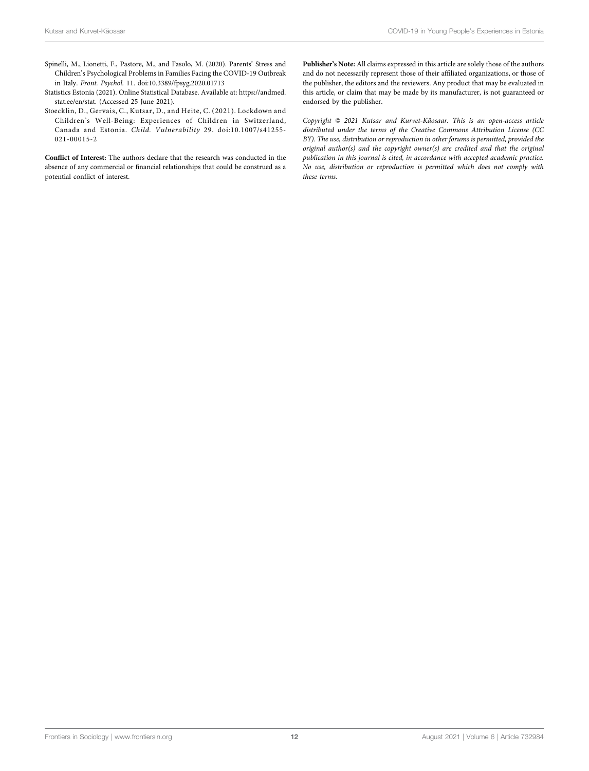Spinelli, M., Lionetti, F., Pastore, M., and Fasolo, M. (2020). Parents' Stress and Children's Psychological Problems in Families Facing the COVID-19 Outbreak in Italy. *Front. Psychol.* 11. doi:10.3389/fpsyg.2020.01713

Statistics Estonia (2021). Online Statistical Database. Available at: https://andmed.stat.ee/en/stat. (Accessed 25 June 2021).

Stoecklin, D., Gervais, C., Kutsar, D., and Heite, C. (2021). Lockdown and Children's Well-Being: Experiences of Children in Switzerland, Canada and Estonia. *Child. Vulnerability* 29. doi:10.1007/s41255-021-00015-2

**Conflict of Interest:** The authors declare that the research was conducted in the absence of any commercial or financial relationships that could be construed as a potential conflict of interest.

**Publisher's Note:** All claims expressed in this article are solely those of the authors and do not necessarily represent those of their affiliated organizations, or those of the publisher, the editors and the reviewers. Any product that may be evaluated in this article, or claim that may be made by its manufacturer, is not guaranteed or endorsed by the publisher.

*Copyright © 2021 Kutsar and Kurvet-Käosaar. This is an open-access article distributed under the terms of the Creative Commons Attribution License (CC BY). The use, distribution or reproduction in other forums is permitted, provided the original author(s) and the copyright owner(s) are credited and that the original publication in this journal is cited, in accordance with accepted academic practice. No use, distribution or reproduction is permitted which does not comply with these terms.*